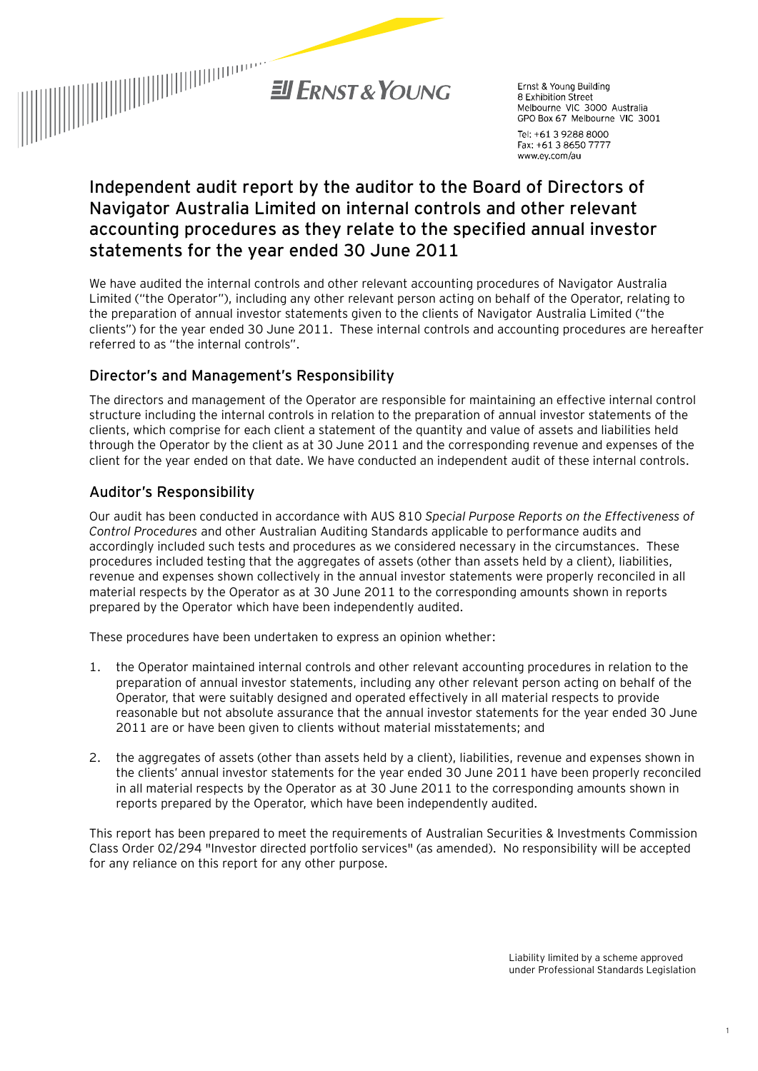ERNST & YOUNG

Ernst & Young Building
8 Exhibition Street
Melbourne VIC 3000 Australia
GPO Box 67 Melbourne VIC 3001

Tel: +61 3 9288 8000
Fax: +61 3 8650 7777
www.ey.com/au

# Independent audit report by the auditor to the Board of Directors of Navigator Australia Limited on internal controls and other relevant accounting procedures as they relate to the specified annual investor statements for the year ended 30 June 2011

We have audited the internal controls and other relevant accounting procedures of Navigator Australia Limited ("the Operator"), including any other relevant person acting on behalf of the Operator, relating to the preparation of annual investor statements given to the clients of Navigator Australia Limited ("the clients") for the year ended 30 June 2011. These internal controls and accounting procedures are hereafter referred to as "the internal controls".

## Director's and Management's Responsibility

The directors and management of the Operator are responsible for maintaining an effective internal control structure including the internal controls in relation to the preparation of annual investor statements of the clients, which comprise for each client a statement of the quantity and value of assets and liabilities held through the Operator by the client as at 30 June 2011 and the corresponding revenue and expenses of the client for the year ended on that date. We have conducted an independent audit of these internal controls.

## Auditor's Responsibility

Our audit has been conducted in accordance with AUS 810 *Special Purpose Reports on the Effectiveness of Control Procedures* and other Australian Auditing Standards applicable to performance audits and accordingly included such tests and procedures as we considered necessary in the circumstances. These procedures included testing that the aggregates of assets (other than assets held by a client), liabilities, revenue and expenses shown collectively in the annual investor statements were properly reconciled in all material respects by the Operator as at 30 June 2011 to the corresponding amounts shown in reports prepared by the Operator which have been independently audited.

These procedures have been undertaken to express an opinion whether:

1. the Operator maintained internal controls and other relevant accounting procedures in relation to the preparation of annual investor statements, including any other relevant person acting on behalf of the Operator, that were suitably designed and operated effectively in all material respects to provide reasonable but not absolute assurance that the annual investor statements for the year ended 30 June 2011 are or have been given to clients without material misstatements; and

2. the aggregates of assets (other than assets held by a client), liabilities, revenue and expenses shown in the clients' annual investor statements for the year ended 30 June 2011 have been properly reconciled in all material respects by the Operator as at 30 June 2011 to the corresponding amounts shown in reports prepared by the Operator, which have been independently audited.

This report has been prepared to meet the requirements of Australian Securities & Investments Commission Class Order 02/294 "Investor directed portfolio services" (as amended). No responsibility will be accepted for any reliance on this report for any other purpose.

Liability limited by a scheme approved under Professional Standards Legislation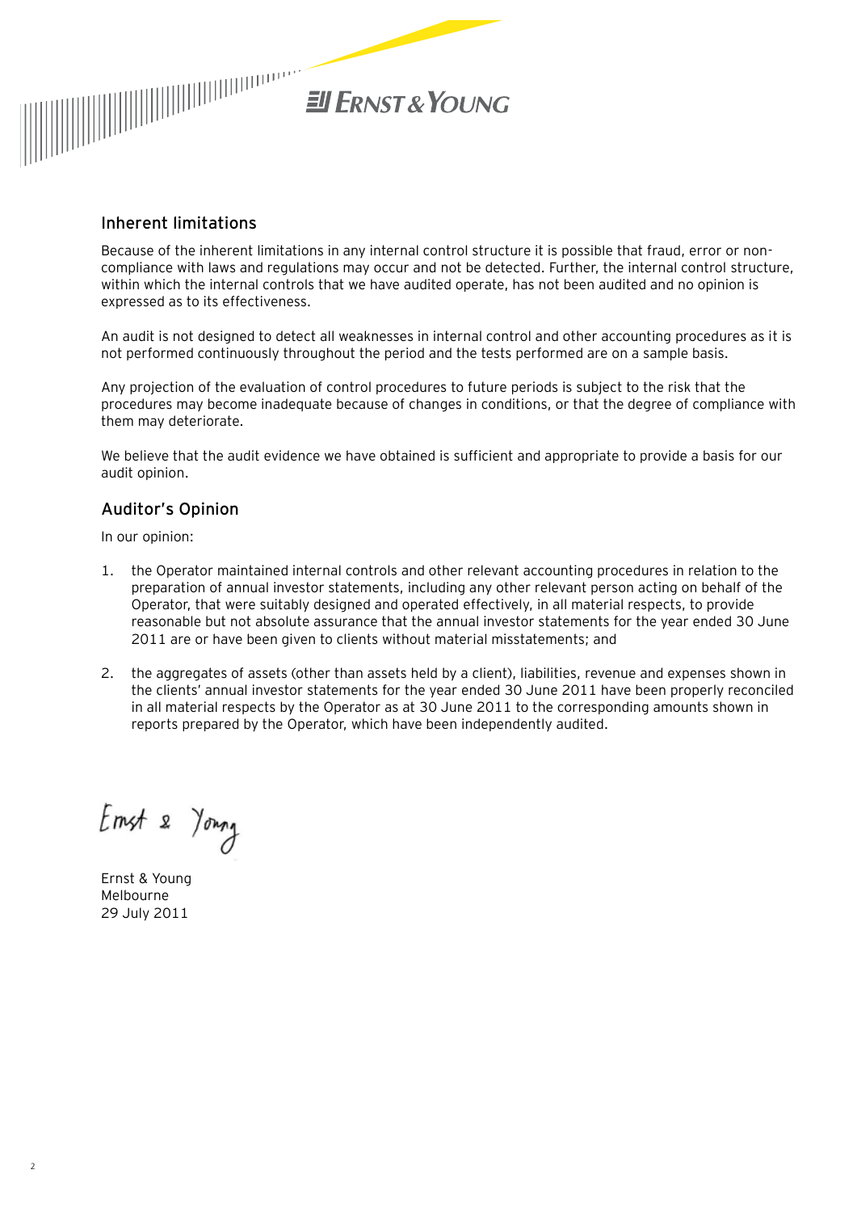## Inherent limitations

Because of the inherent limitations in any internal control structure it is possible that fraud, error or non-compliance with laws and regulations may occur and not be detected. Further, the internal control structure, within which the internal controls that we have audited operate, has not been audited and no opinion is expressed as to its effectiveness.

An audit is not designed to detect all weaknesses in internal control and other accounting procedures as it is not performed continuously throughout the period and the tests performed are on a sample basis.

Any projection of the evaluation of control procedures to future periods is subject to the risk that the procedures may become inadequate because of changes in conditions, or that the degree of compliance with them may deteriorate.

We believe that the audit evidence we have obtained is sufficient and appropriate to provide a basis for our audit opinion.

## Auditor's Opinion

In our opinion:

1. the Operator maintained internal controls and other relevant accounting procedures in relation to the preparation of annual investor statements, including any other relevant person acting on behalf of the Operator, that were suitably designed and operated effectively, in all material respects, to provide reasonable but not absolute assurance that the annual investor statements for the year ended 30 June 2011 are or have been given to clients without material misstatements; and

2. the aggregates of assets (other than assets held by a client), liabilities, revenue and expenses shown in the clients' annual investor statements for the year ended 30 June 2011 have been properly reconciled in all material respects by the Operator as at 30 June 2011 to the corresponding amounts shown in reports prepared by the Operator, which have been independently audited.

Ernst & Young

Ernst & Young
Melbourne
29 July 2011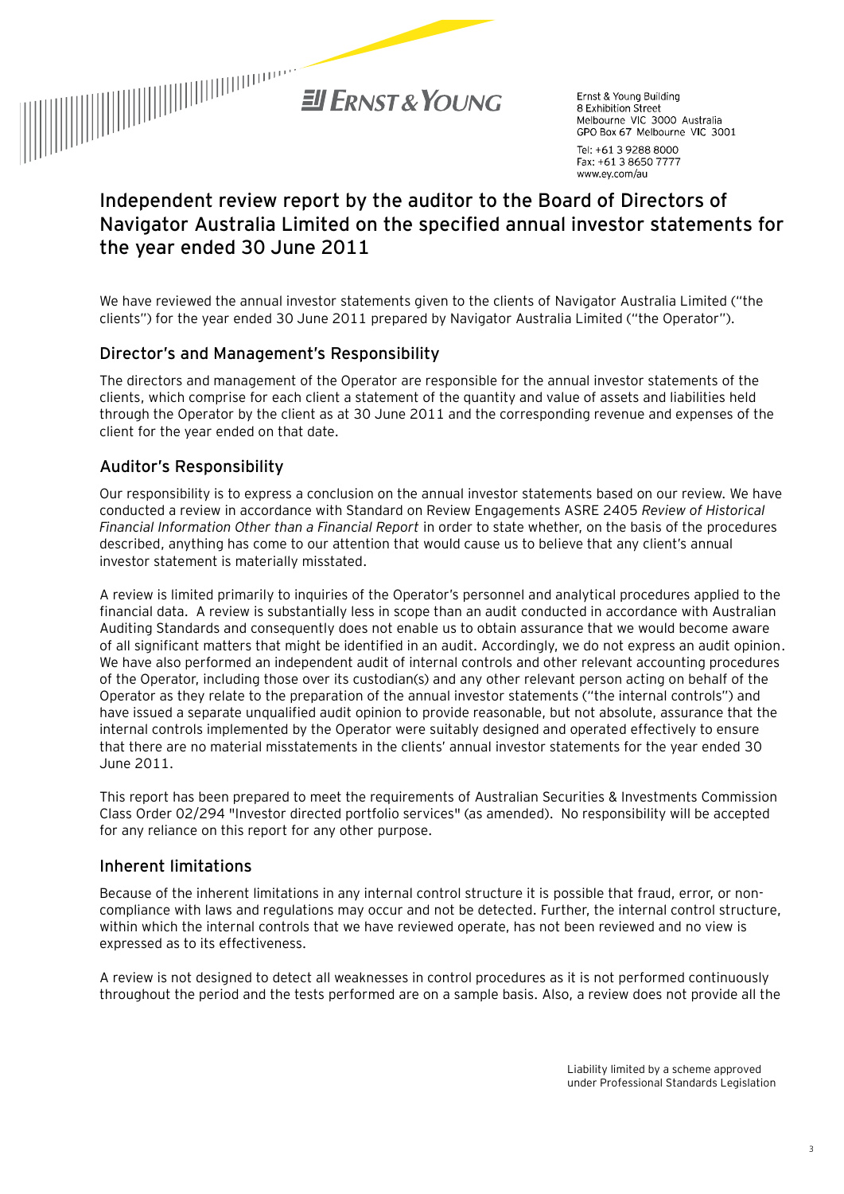Ernst & Young Building
8 Exhibition Street
Melbourne VIC 3000 Australia
GPO Box 67 Melbourne VIC 3001

Tel: +61 3 9288 8000
Fax: +61 3 8650 7777
www.ey.com/au

# Independent review report by the auditor to the Board of Directors of Navigator Australia Limited on the specified annual investor statements for the year ended 30 June 2011

We have reviewed the annual investor statements given to the clients of Navigator Australia Limited ("the clients") for the year ended 30 June 2011 prepared by Navigator Australia Limited ("the Operator").

## Director's and Management's Responsibility

The directors and management of the Operator are responsible for the annual investor statements of the clients, which comprise for each client a statement of the quantity and value of assets and liabilities held through the Operator by the client as at 30 June 2011 and the corresponding revenue and expenses of the client for the year ended on that date.

## Auditor's Responsibility

Our responsibility is to express a conclusion on the annual investor statements based on our review. We have conducted a review in accordance with Standard on Review Engagements ASRE 2405 *Review of Historical Financial Information Other than a Financial Report* in order to state whether, on the basis of the procedures described, anything has come to our attention that would cause us to believe that any client's annual investor statement is materially misstated.

A review is limited primarily to inquiries of the Operator's personnel and analytical procedures applied to the financial data. A review is substantially less in scope than an audit conducted in accordance with Australian Auditing Standards and consequently does not enable us to obtain assurance that we would become aware of all significant matters that might be identified in an audit. Accordingly, we do not express an audit opinion. We have also performed an independent audit of internal controls and other relevant accounting procedures of the Operator, including those over its custodian(s) and any other relevant person acting on behalf of the Operator as they relate to the preparation of the annual investor statements ("the internal controls") and have issued a separate unqualified audit opinion to provide reasonable, but not absolute, assurance that the internal controls implemented by the Operator were suitably designed and operated effectively to ensure that there are no material misstatements in the clients' annual investor statements for the year ended 30 June 2011.

This report has been prepared to meet the requirements of Australian Securities & Investments Commission Class Order 02/294 "Investor directed portfolio services" (as amended). No responsibility will be accepted for any reliance on this report for any other purpose.

## Inherent limitations

Because of the inherent limitations in any internal control structure it is possible that fraud, error, or non-compliance with laws and regulations may occur and not be detected. Further, the internal control structure, within which the internal controls that we have reviewed operate, has not been reviewed and no view is expressed as to its effectiveness.

A review is not designed to detect all weaknesses in control procedures as it is not performed continuously throughout the period and the tests performed are on a sample basis. Also, a review does not provide all the

Liability limited by a scheme approved under Professional Standards Legislation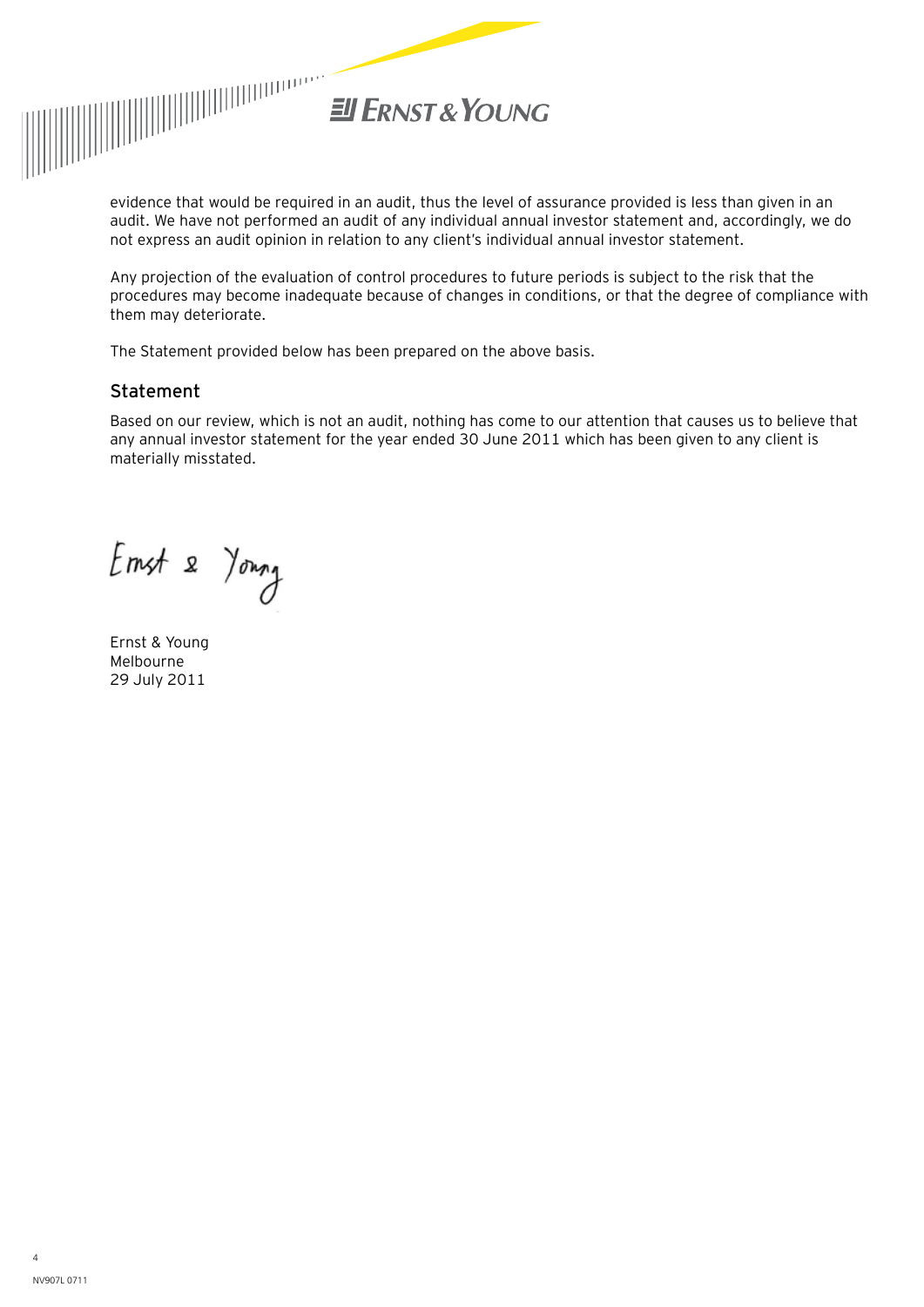evidence that would be required in an audit, thus the level of assurance provided is less than given in an audit. We have not performed an audit of any individual annual investor statement and, accordingly, we do not express an audit opinion in relation to any client's individual annual investor statement.

Any projection of the evaluation of control procedures to future periods is subject to the risk that the procedures may become inadequate because of changes in conditions, or that the degree of compliance with them may deteriorate.

The Statement provided below has been prepared on the above basis.

## Statement

Based on our review, which is not an audit, nothing has come to our attention that causes us to believe that any annual investor statement for the year ended 30 June 2011 which has been given to any client is materially misstated.

Ernst & Young

Ernst & Young
Melbourne
29 July 2011

NV907L 0711